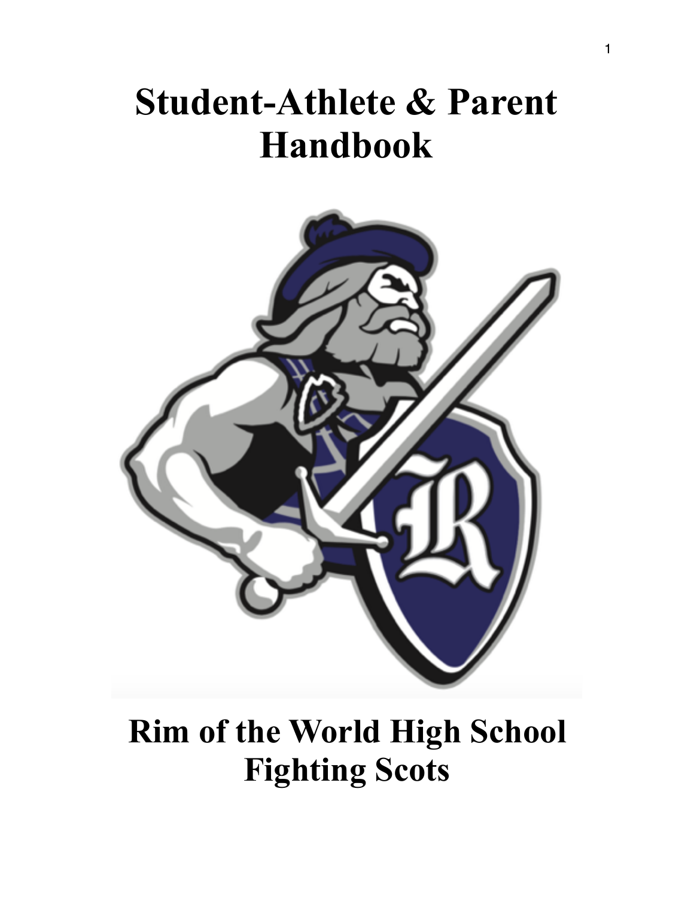# Student-Athlete & Parent Handbook

# Rim of the World High School Fighting Scots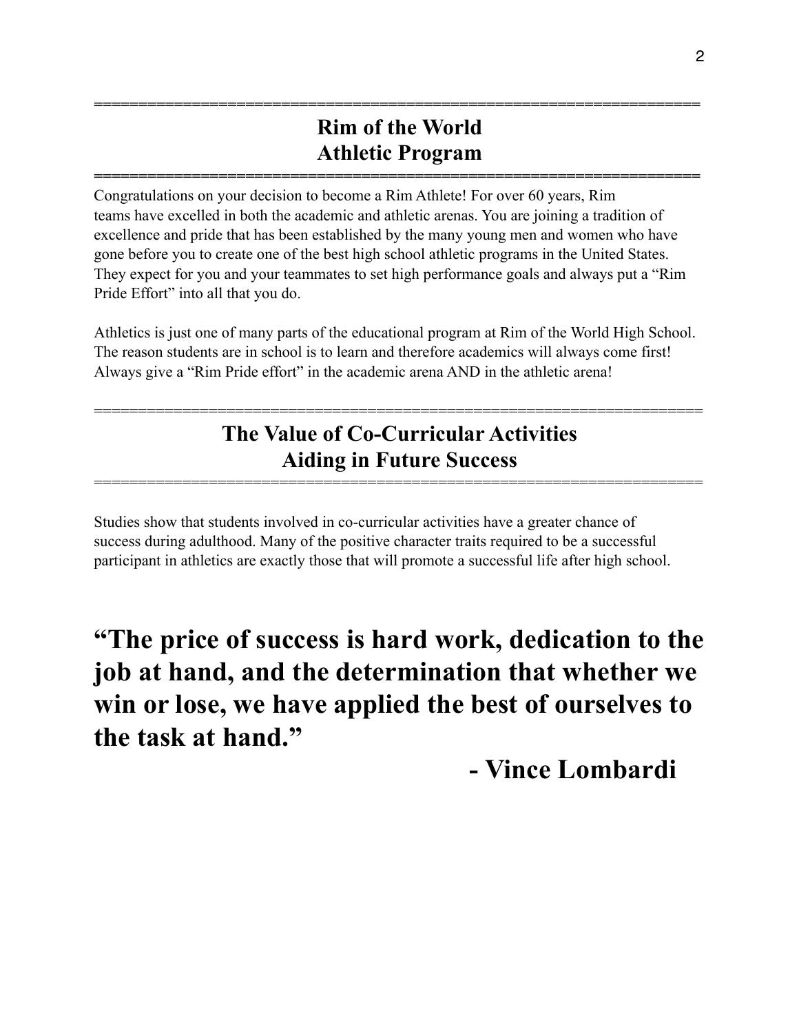## Rim of the World Athletic Program

Congratulations on your decision to become a Rim Athlete! For over 60 years, Rim teams have excelled in both the academic and athletic arenas. You are joining a tradition of excellence and pride that has been established by the many young men and women who have gone before you to create one of the best high school athletic programs in the United States. They expect for you and your teammates to set high performance goals and always put a "Rim Pride Effort" into all that you do.

Athletics is just one of many parts of the educational program at Rim of the World High School. The reason students are in school is to learn and therefore academics will always come first! Always give a "Rim Pride effort" in the academic arena AND in the athletic arena!

## The Value of Co-Curricular Activities Aiding in Future Success

Studies show that students involved in co-curricular activities have a greater chance of success during adulthood. Many of the positive character traits required to be a successful participant in athletics are exactly those that will promote a successful life after high school.

**"The price of success is hard work, dedication to the job at hand, and the determination that whether we win or lose, we have applied the best of ourselves to the task at hand."**

**- Vince Lombardi**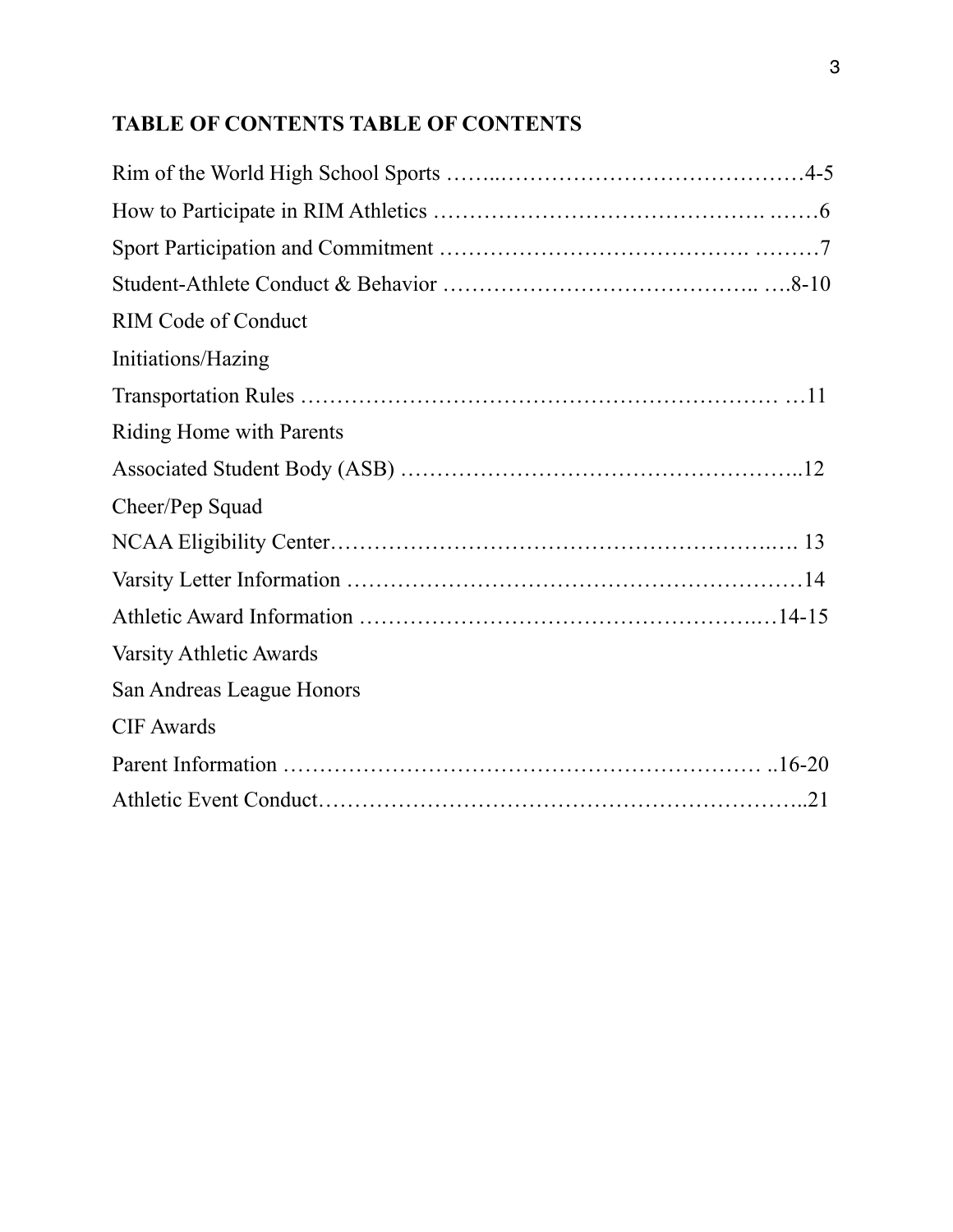**TABLE OF CONTENTS TABLE OF CONTENTS**

Rim of the World High School Sports ……..……………………………………4-5

How to Participate in RIM Athletics ……………………………………. .……6

Sport Participation and Commitment …………………………………. ………7

Student-Athlete Conduct & Behavior …………………………………….. ….8-10

RIM Code of Conduct

Initiations/Hazing

Transportation Rules ……………………………………………………… …11

Riding Home with Parents

Associated Student Body (ASB) ……………………………………………..12

Cheer/Pep Squad

NCAA Eligibility Center……………………………………………………..… 13

Varsity Letter Information ……………………………………………………14

Athletic Award Information ………………………………………………..…14-15

Varsity Athletic Awards

San Andreas League Honors

CIF Awards

Parent Information ………………………………………………………… ..16-20

Athletic Event Conduct………………………………………………………..21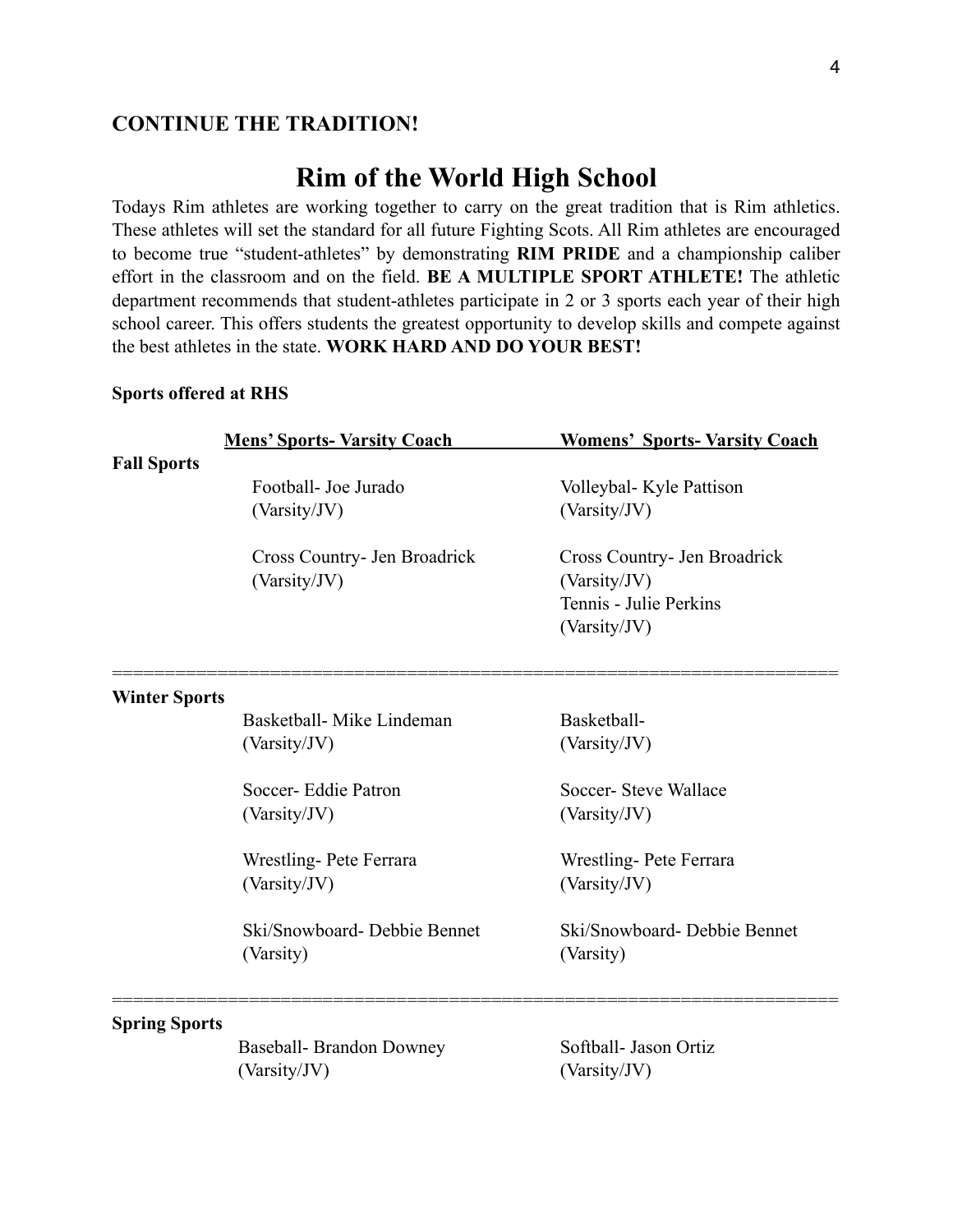**CONTINUE THE TRADITION!**

# Rim of the World High School

Todays Rim athletes are working together to carry on the great tradition that is Rim athletics. These athletes will set the standard for all future Fighting Scots. All Rim athletes are encouraged to become true "student-athletes" by demonstrating **RIM PRIDE** and a championship caliber effort in the classroom and on the field. **BE A MULTIPLE SPORT ATHLETE!** The athletic department recommends that student-athletes participate in 2 or 3 sports each year of their high school career. This offers students the greatest opportunity to develop skills and compete against the best athletes in the state. **WORK HARD AND DO YOUR BEST!**

**Sports offered at RHS**

| | Mens' Sports- Varsity Coach | Womens' Sports- Varsity Coach |
|---|---|---|
| **Fall Sports** | Football- Joe Jurado (Varsity/JV) | Volleybal- Kyle Pattison (Varsity/JV) |
| | Cross Country- Jen Broadrick (Varsity/JV) | Cross Country- Jen Broadrick (Varsity/JV) |
| | | Tennis - Julie Perkins (Varsity/JV) |
| **Winter Sports** | Basketball- Mike Lindeman (Varsity/JV) | Basketball- (Varsity/JV) |
| | Soccer- Eddie Patron (Varsity/JV) | Soccer- Steve Wallace (Varsity/JV) |
| | Wrestling- Pete Ferrara (Varsity/JV) | Wrestling- Pete Ferrara (Varsity/JV) |
| | Ski/Snowboard- Debbie Bennet (Varsity) | Ski/Snowboard- Debbie Bennet (Varsity) |
| **Spring Sports** | Baseball- Brandon Downey (Varsity/JV) | Softball- Jason Ortiz (Varsity/JV) |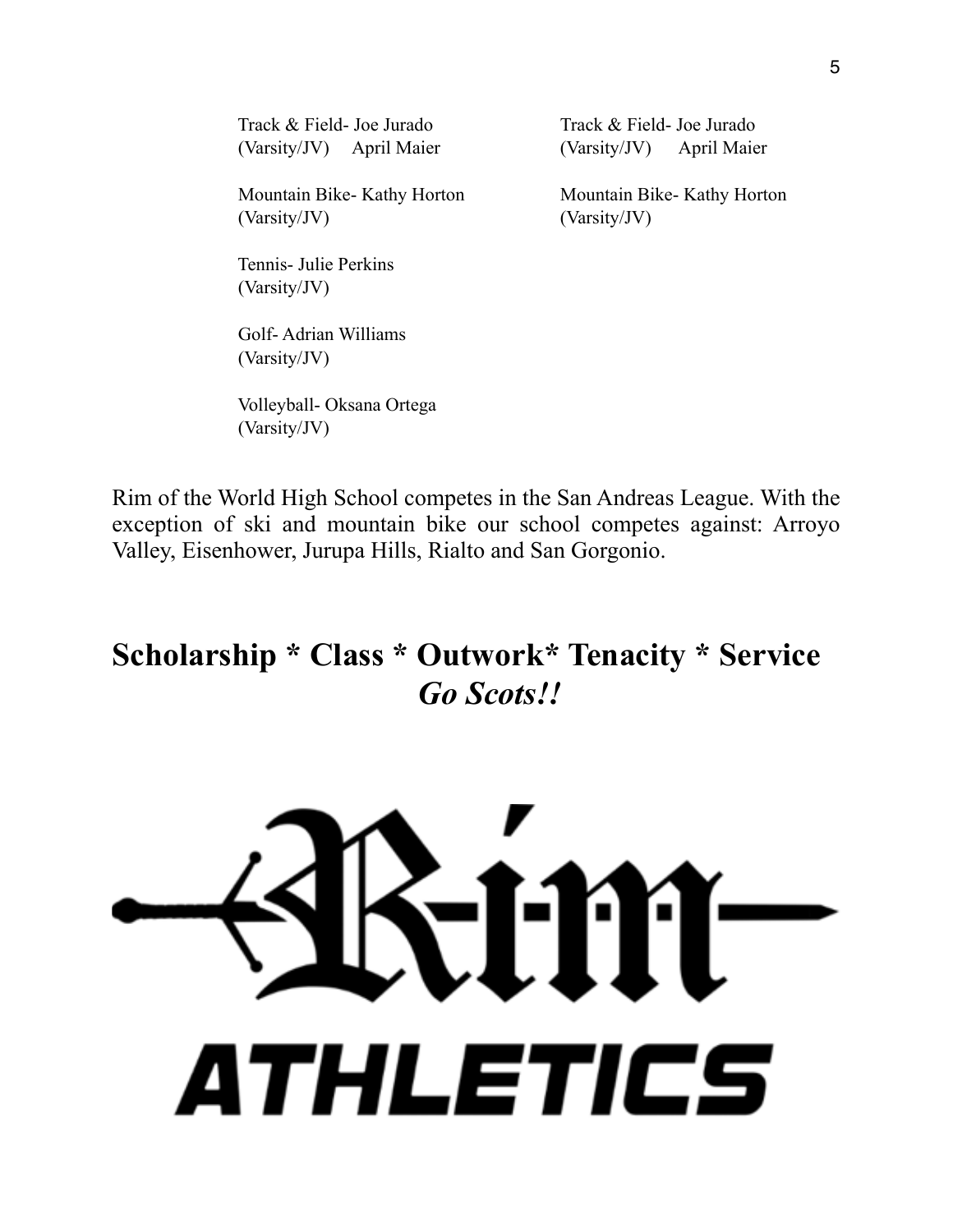Track & Field- Joe Jurado
(Varsity/JV) April Maier

Mountain Bike- Kathy Horton
(Varsity/JV)

Tennis- Julie Perkins
(Varsity/JV)

Golf- Adrian Williams
(Varsity/JV)

Volleyball- Oksana Ortega
(Varsity/JV)

Track & Field- Joe Jurado
(Varsity/JV) April Maier

Mountain Bike- Kathy Horton
(Varsity/JV)

Rim of the World High School competes in the San Andreas League. With the exception of ski and mountain bike our school competes against: Arroyo Valley, Eisenhower, Jurupa Hills, Rialto and San Gorgonio.

**Scholarship * Class * Outwork* Tenacity * Service**
***Go Scots!!***

Rim

ATHLETICS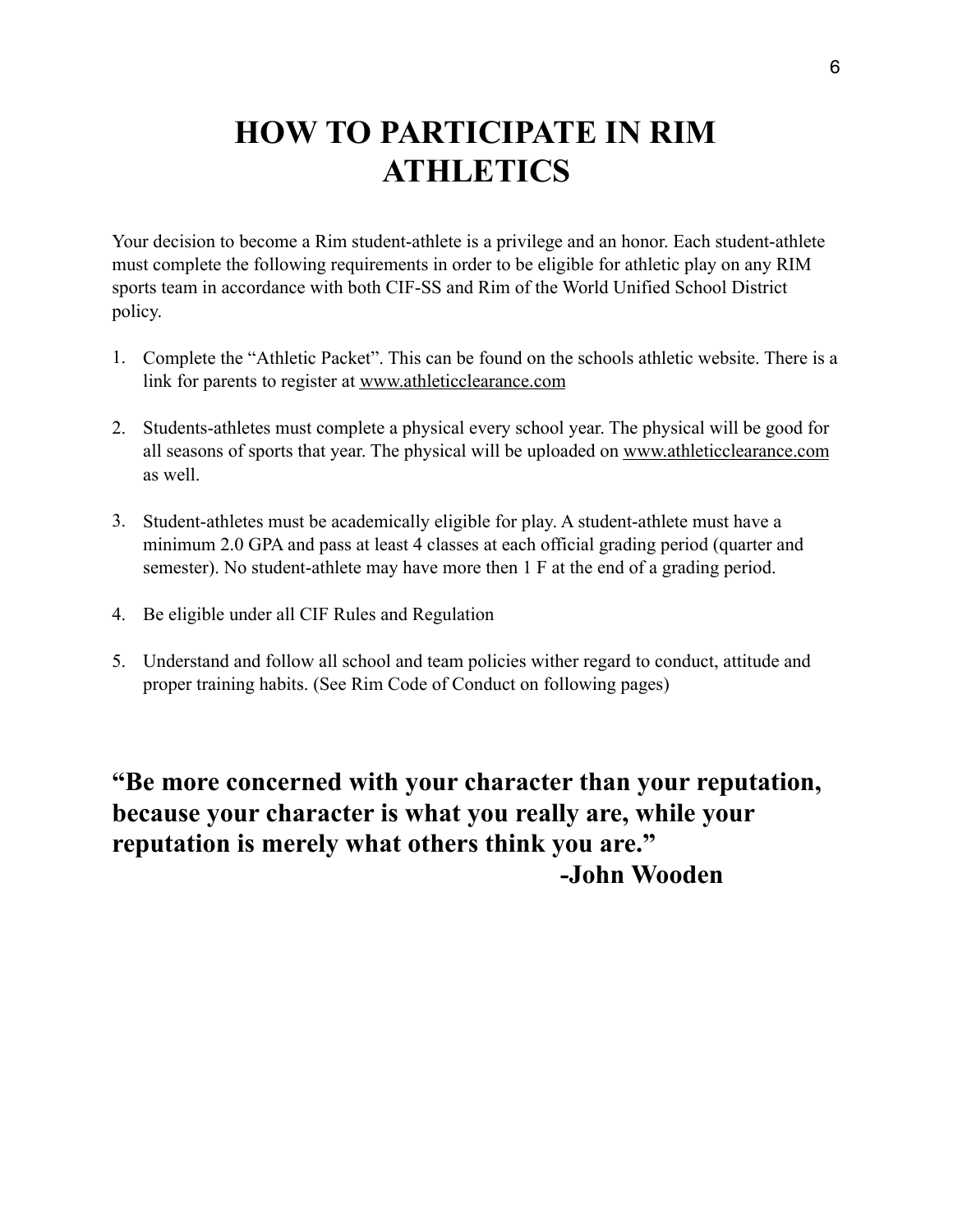# HOW TO PARTICIPATE IN RIM ATHLETICS

Your decision to become a Rim student-athlete is a privilege and an honor. Each student-athlete must complete the following requirements in order to be eligible for athletic play on any RIM sports team in accordance with both CIF-SS and Rim of the World Unified School District policy.

1. Complete the "Athletic Packet". This can be found on the schools athletic website. There is a link for parents to register at www.athleticclearance.com

2. Students-athletes must complete a physical every school year. The physical will be good for all seasons of sports that year. The physical will be uploaded on www.athleticclearance.com as well.

3. Student-athletes must be academically eligible for play. A student-athlete must have a minimum 2.0 GPA and pass at least 4 classes at each official grading period (quarter and semester). No student-athlete may have more then 1 F at the end of a grading period.

4. Be eligible under all CIF Rules and Regulation

5. Understand and follow all school and team policies wither regard to conduct, attitude and proper training habits. (See Rim Code of Conduct on following pages)

**"Be more concerned with your character than your reputation, because your character is what you really are, while your reputation is merely what others think you are."**

**-John Wooden**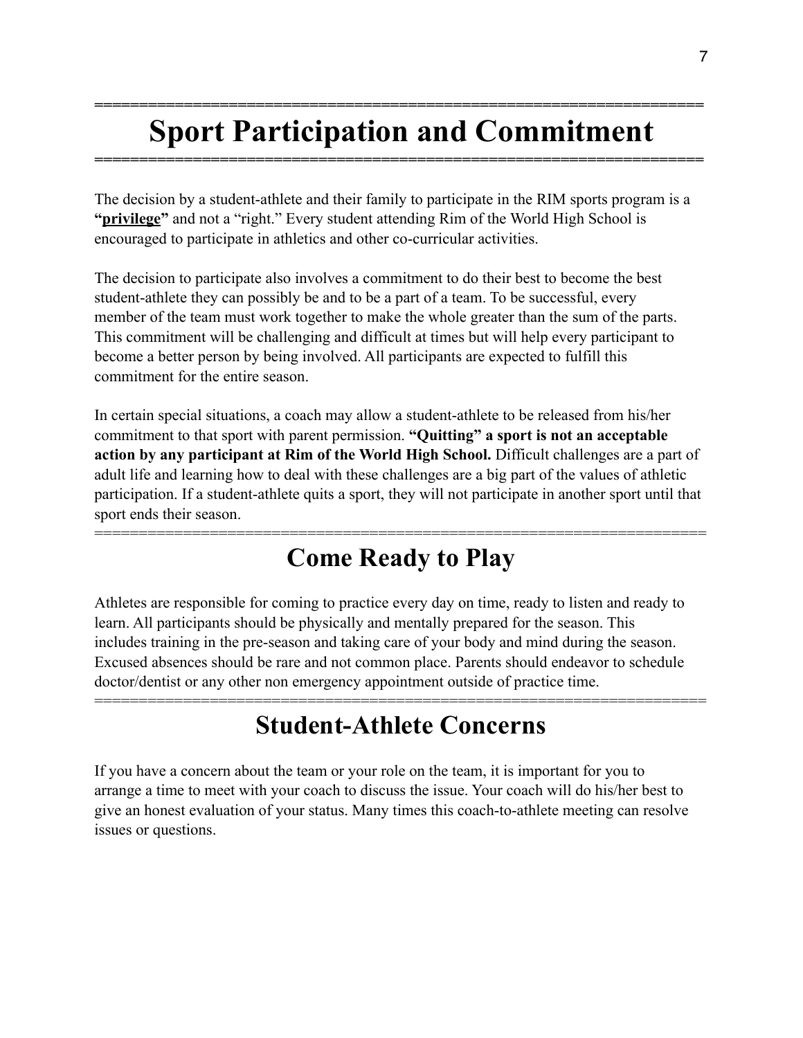# Sport Participation and Commitment

The decision by a student-athlete and their family to participate in the RIM sports program is a **"privilege"** and not a "right." Every student attending Rim of the World High School is encouraged to participate in athletics and other co-curricular activities.

The decision to participate also involves a commitment to do their best to become the best student-athlete they can possibly be and to be a part of a team. To be successful, every member of the team must work together to make the whole greater than the sum of the parts. This commitment will be challenging and difficult at times but will help every participant to become a better person by being involved. All participants are expected to fulfill this commitment for the entire season.

In certain special situations, a coach may allow a student-athlete to be released from his/her commitment to that sport with parent permission. **"Quitting" a sport is not an acceptable action by any participant at Rim of the World High School.** Difficult challenges are a part of adult life and learning how to deal with these challenges are a big part of the values of athletic participation. If a student-athlete quits a sport, they will not participate in another sport until that sport ends their season.

## Come Ready to Play

Athletes are responsible for coming to practice every day on time, ready to listen and ready to learn. All participants should be physically and mentally prepared for the season. This includes training in the pre-season and taking care of your body and mind during the season. Excused absences should be rare and not common place. Parents should endeavor to schedule doctor/dentist or any other non emergency appointment outside of practice time.

## Student-Athlete Concerns

If you have a concern about the team or your role on the team, it is important for you to arrange a time to meet with your coach to discuss the issue. Your coach will do his/her best to give an honest evaluation of your status. Many times this coach-to-athlete meeting can resolve issues or questions.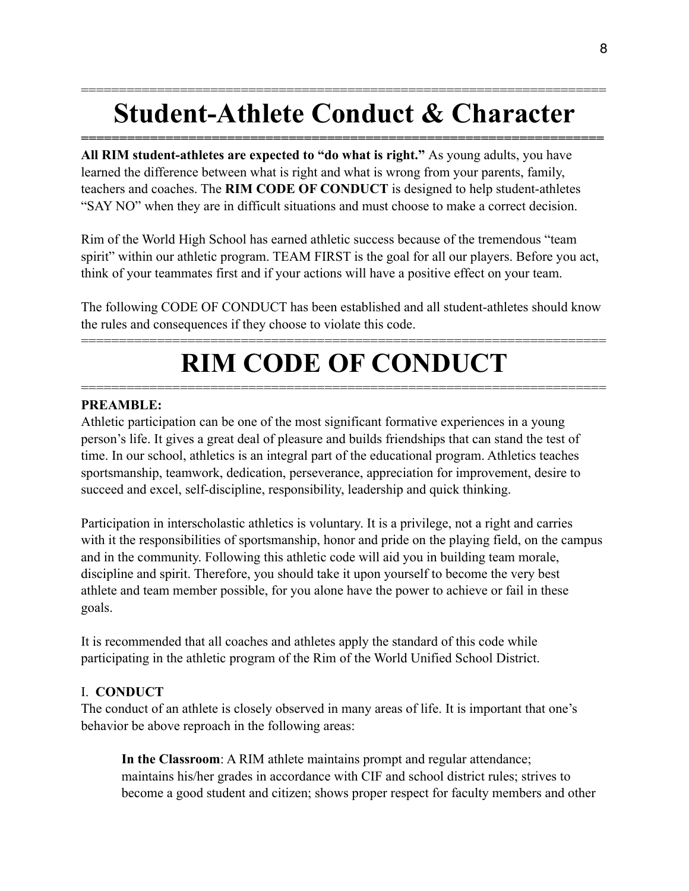# Student-Athlete Conduct & Character

**All RIM student-athletes are expected to "do what is right."** As young adults, you have learned the difference between what is right and what is wrong from your parents, family, teachers and coaches. The **RIM CODE OF CONDUCT** is designed to help student-athletes "SAY NO" when they are in difficult situations and must choose to make a correct decision.

Rim of the World High School has earned athletic success because of the tremendous "team spirit" within our athletic program. TEAM FIRST is the goal for all our players. Before you act, think of your teammates first and if your actions will have a positive effect on your team.

The following CODE OF CONDUCT has been established and all student-athletes should know the rules and consequences if they choose to violate this code.

# RIM CODE OF CONDUCT

**PREAMBLE:**

Athletic participation can be one of the most significant formative experiences in a young person's life. It gives a great deal of pleasure and builds friendships that can stand the test of time. In our school, athletics is an integral part of the educational program. Athletics teaches sportsmanship, teamwork, dedication, perseverance, appreciation for improvement, desire to succeed and excel, self-discipline, responsibility, leadership and quick thinking.

Participation in interscholastic athletics is voluntary. It is a privilege, not a right and carries with it the responsibilities of sportsmanship, honor and pride on the playing field, on the campus and in the community. Following this athletic code will aid you in building team morale, discipline and spirit. Therefore, you should take it upon yourself to become the very best athlete and team member possible, for you alone have the power to achieve or fail in these goals.

It is recommended that all coaches and athletes apply the standard of this code while participating in the athletic program of the Rim of the World Unified School District.

I. **CONDUCT**

The conduct of an athlete is closely observed in many areas of life. It is important that one's behavior be above reproach in the following areas:

> **In the Classroom**: A RIM athlete maintains prompt and regular attendance; maintains his/her grades in accordance with CIF and school district rules; strives to become a good student and citizen; shows proper respect for faculty members and other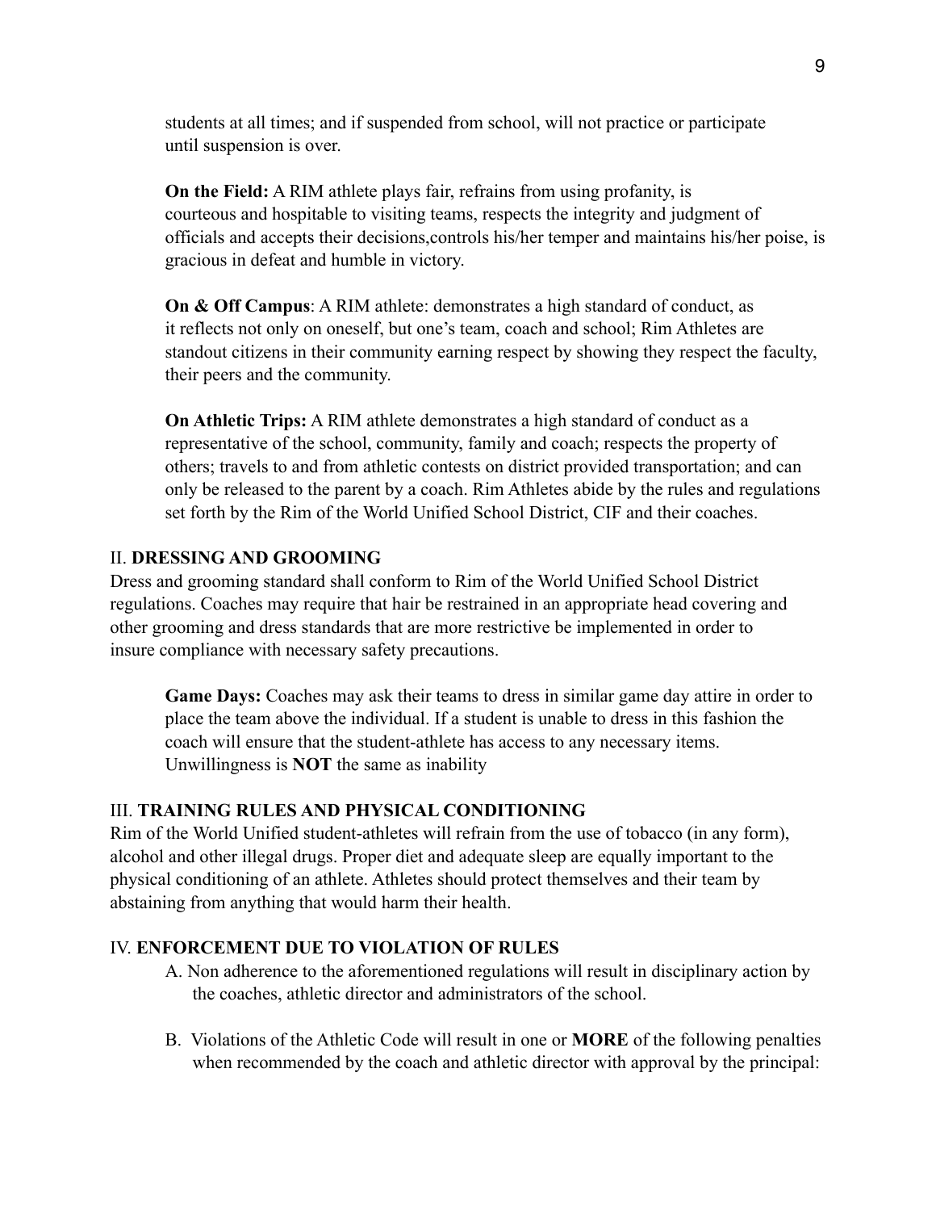students at all times; and if suspended from school, will not practice or participate until suspension is over.

**On the Field:** A RIM athlete plays fair, refrains from using profanity, is courteous and hospitable to visiting teams, respects the integrity and judgment of officials and accepts their decisions,controls his/her temper and maintains his/her poise, is gracious in defeat and humble in victory.

**On & Off Campus**: A RIM athlete: demonstrates a high standard of conduct, as it reflects not only on oneself, but one's team, coach and school; Rim Athletes are standout citizens in their community earning respect by showing they respect the faculty, their peers and the community.

**On Athletic Trips:** A RIM athlete demonstrates a high standard of conduct as a representative of the school, community, family and coach; respects the property of others; travels to and from athletic contests on district provided transportation; and can only be released to the parent by a coach. Rim Athletes abide by the rules and regulations set forth by the Rim of the World Unified School District, CIF and their coaches.

## II. **DRESSING AND GROOMING**

Dress and grooming standard shall conform to Rim of the World Unified School District regulations. Coaches may require that hair be restrained in an appropriate head covering and other grooming and dress standards that are more restrictive be implemented in order to insure compliance with necessary safety precautions.

**Game Days:** Coaches may ask their teams to dress in similar game day attire in order to place the team above the individual. If a student is unable to dress in this fashion the coach will ensure that the student-athlete has access to any necessary items. Unwillingness is **NOT** the same as inability

## III. **TRAINING RULES AND PHYSICAL CONDITIONING**

Rim of the World Unified student-athletes will refrain from the use of tobacco (in any form), alcohol and other illegal drugs. Proper diet and adequate sleep are equally important to the physical conditioning of an athlete. Athletes should protect themselves and their team by abstaining from anything that would harm their health.

## IV. **ENFORCEMENT DUE TO VIOLATION OF RULES**

A. Non adherence to the aforementioned regulations will result in disciplinary action by the coaches, athletic director and administrators of the school.

B. Violations of the Athletic Code will result in one or **MORE** of the following penalties when recommended by the coach and athletic director with approval by the principal: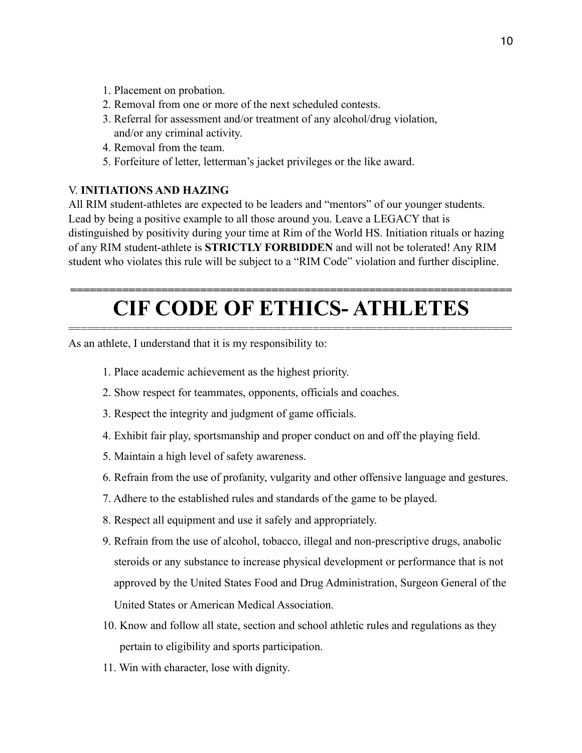1. Placement on probation.
2. Removal from one or more of the next scheduled contests.
3. Referral for assessment and/or treatment of any alcohol/drug violation, and/or any criminal activity.
4. Removal from the team.
5. Forfeiture of letter, letterman's jacket privileges or the like award.

### V. **INITIATIONS AND HAZING**

All RIM student-athletes are expected to be leaders and "mentors" of our younger students. Lead by being a positive example to all those around you. Leave a LEGACY that is distinguished by positivity during your time at Rim of the World HS. Initiation rituals or hazing of any RIM student-athlete is **STRICTLY FORBIDDEN** and will not be tolerated! Any RIM student who violates this rule will be subject to a "RIM Code" violation and further discipline.

# CIF CODE OF ETHICS- ATHLETES

As an athlete, I understand that it is my responsibility to:

1. Place academic achievement as the highest priority.
2. Show respect for teammates, opponents, officials and coaches.
3. Respect the integrity and judgment of game officials.
4. Exhibit fair play, sportsmanship and proper conduct on and off the playing field.
5. Maintain a high level of safety awareness.
6. Refrain from the use of profanity, vulgarity and other offensive language and gestures.
7. Adhere to the established rules and standards of the game to be played.
8. Respect all equipment and use it safely and appropriately.
9. Refrain from the use of alcohol, tobacco, illegal and non-prescriptive drugs, anabolic steroids or any substance to increase physical development or performance that is not approved by the United States Food and Drug Administration, Surgeon General of the United States or American Medical Association.
10. Know and follow all state, section and school athletic rules and regulations as they pertain to eligibility and sports participation.
11. Win with character, lose with dignity.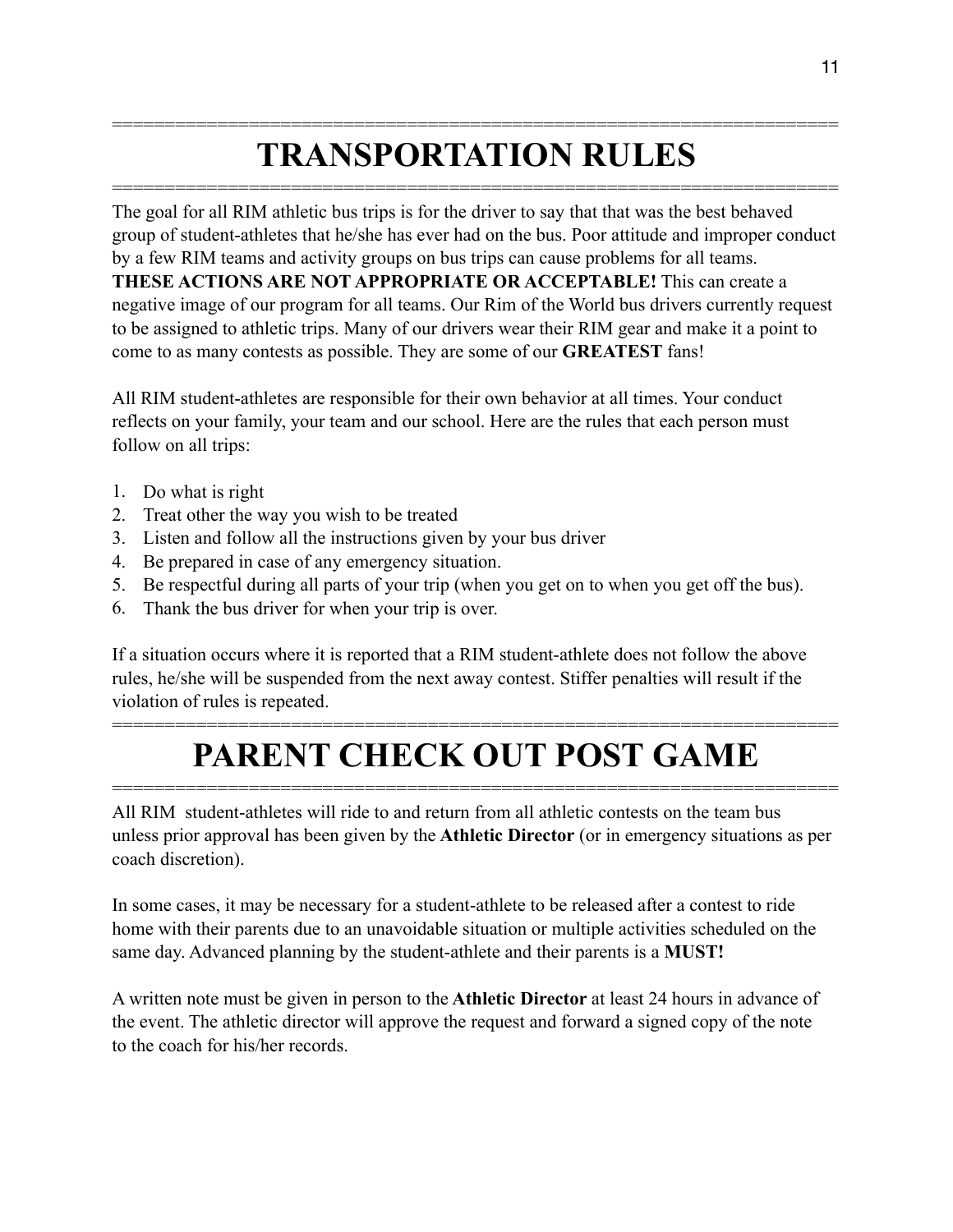# TRANSPORTATION RULES

The goal for all RIM athletic bus trips is for the driver to say that that was the best behaved group of student-athletes that he/she has ever had on the bus. Poor attitude and improper conduct by a few RIM teams and activity groups on bus trips can cause problems for all teams. **THESE ACTIONS ARE NOT APPROPRIATE OR ACCEPTABLE!** This can create a negative image of our program for all teams. Our Rim of the World bus drivers currently request to be assigned to athletic trips. Many of our drivers wear their RIM gear and make it a point to come to as many contests as possible. They are some of our **GREATEST** fans!

All RIM student-athletes are responsible for their own behavior at all times. Your conduct reflects on your family, your team and our school. Here are the rules that each person must follow on all trips:

1. Do what is right
2. Treat other the way you wish to be treated
3. Listen and follow all the instructions given by your bus driver
4. Be prepared in case of any emergency situation.
5. Be respectful during all parts of your trip (when you get on to when you get off the bus).
6. Thank the bus driver for when your trip is over.

If a situation occurs where it is reported that a RIM student-athlete does not follow the above rules, he/she will be suspended from the next away contest. Stiffer penalties will result if the violation of rules is repeated.

# PARENT CHECK OUT POST GAME

All RIM student-athletes will ride to and return from all athletic contests on the team bus unless prior approval has been given by the **Athletic Director** (or in emergency situations as per coach discretion).

In some cases, it may be necessary for a student-athlete to be released after a contest to ride home with their parents due to an unavoidable situation or multiple activities scheduled on the same day. Advanced planning by the student-athlete and their parents is a **MUST!**

A written note must be given in person to the **Athletic Director** at least 24 hours in advance of the event. The athletic director will approve the request and forward a signed copy of the note to the coach for his/her records.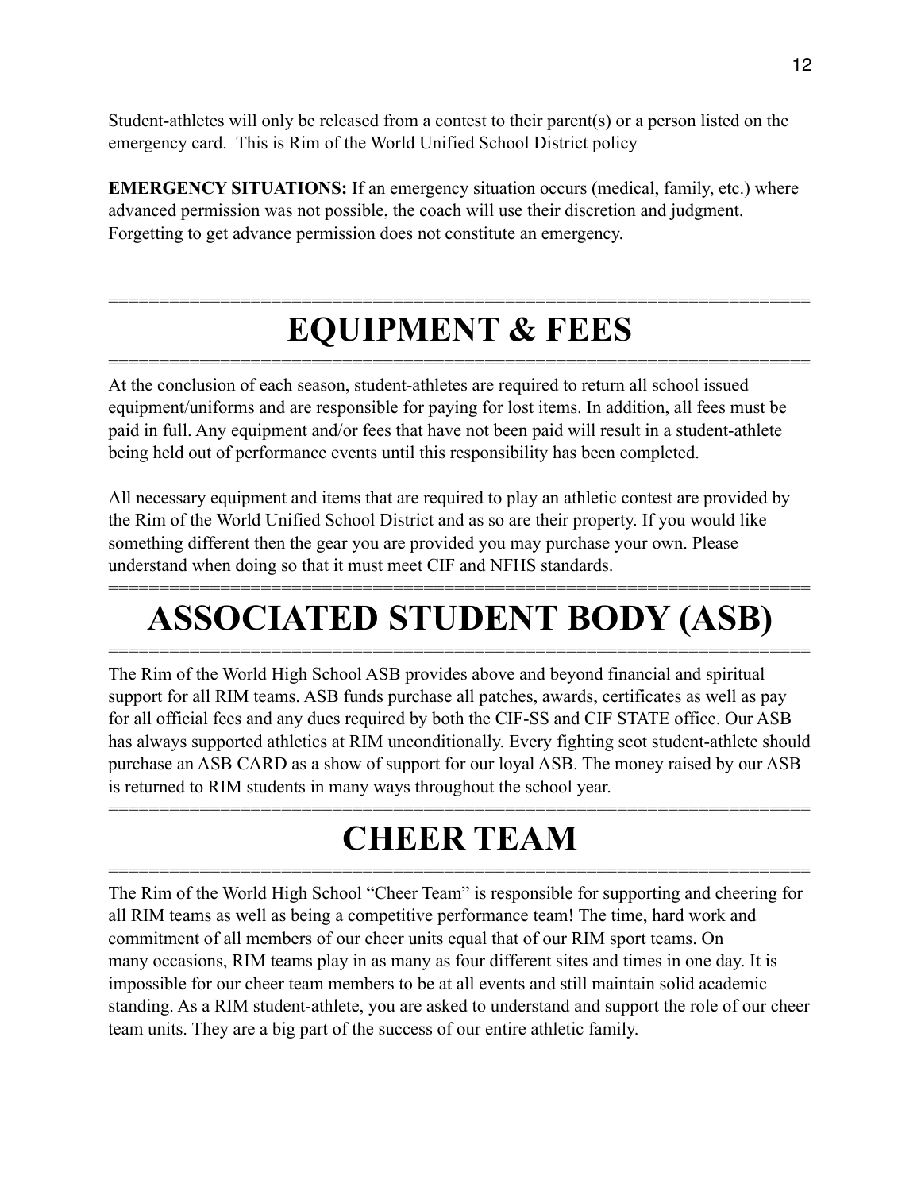Student-athletes will only be released from a contest to their parent(s) or a person listed on the emergency card. This is Rim of the World Unified School District policy

**EMERGENCY SITUATIONS:** If an emergency situation occurs (medical, family, etc.) where advanced permission was not possible, the coach will use their discretion and judgment. Forgetting to get advance permission does not constitute an emergency.

# EQUIPMENT & FEES

At the conclusion of each season, student-athletes are required to return all school issued equipment/uniforms and are responsible for paying for lost items. In addition, all fees must be paid in full. Any equipment and/or fees that have not been paid will result in a student-athlete being held out of performance events until this responsibility has been completed.

All necessary equipment and items that are required to play an athletic contest are provided by the Rim of the World Unified School District and as so are their property. If you would like something different then the gear you are provided you may purchase your own. Please understand when doing so that it must meet CIF and NFHS standards.

# ASSOCIATED STUDENT BODY (ASB)

The Rim of the World High School ASB provides above and beyond financial and spiritual support for all RIM teams. ASB funds purchase all patches, awards, certificates as well as pay for all official fees and any dues required by both the CIF-SS and CIF STATE office. Our ASB has always supported athletics at RIM unconditionally. Every fighting scot student-athlete should purchase an ASB CARD as a show of support for our loyal ASB. The money raised by our ASB is returned to RIM students in many ways throughout the school year.

# CHEER TEAM

The Rim of the World High School "Cheer Team" is responsible for supporting and cheering for all RIM teams as well as being a competitive performance team! The time, hard work and commitment of all members of our cheer units equal that of our RIM sport teams. On many occasions, RIM teams play in as many as four different sites and times in one day. It is impossible for our cheer team members to be at all events and still maintain solid academic standing. As a RIM student-athlete, you are asked to understand and support the role of our cheer team units. They are a big part of the success of our entire athletic family.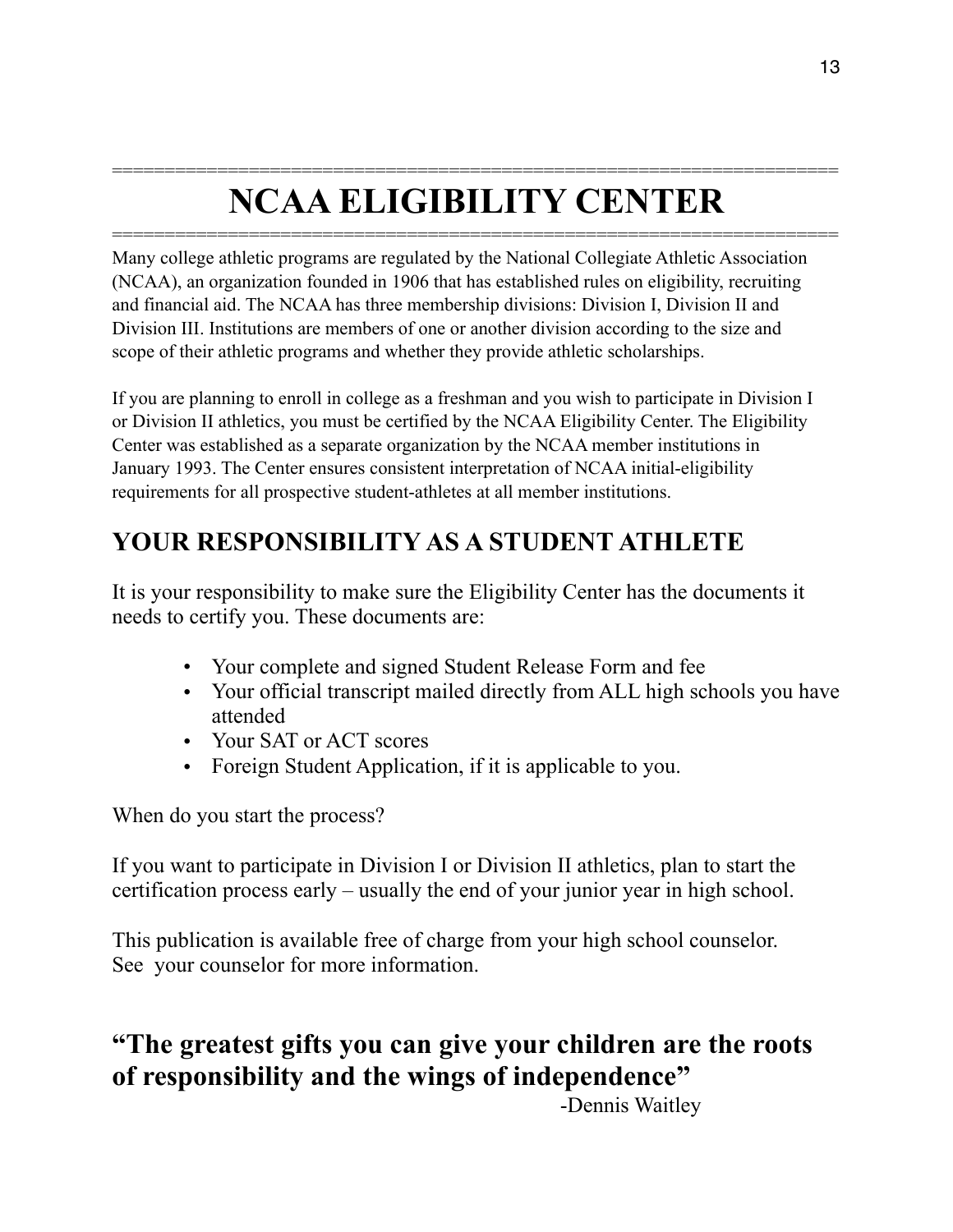# NCAA ELIGIBILITY CENTER

Many college athletic programs are regulated by the National Collegiate Athletic Association (NCAA), an organization founded in 1906 that has established rules on eligibility, recruiting and financial aid. The NCAA has three membership divisions: Division I, Division II and Division III. Institutions are members of one or another division according to the size and scope of their athletic programs and whether they provide athletic scholarships.

If you are planning to enroll in college as a freshman and you wish to participate in Division I or Division II athletics, you must be certified by the NCAA Eligibility Center. The Eligibility Center was established as a separate organization by the NCAA member institutions in January 1993. The Center ensures consistent interpretation of NCAA initial-eligibility requirements for all prospective student-athletes at all member institutions.

## YOUR RESPONSIBILITY AS A STUDENT ATHLETE

It is your responsibility to make sure the Eligibility Center has the documents it needs to certify you. These documents are:

- Your complete and signed Student Release Form and fee
- Your official transcript mailed directly from ALL high schools you have attended
- Your SAT or ACT scores
- Foreign Student Application, if it is applicable to you.

When do you start the process?

If you want to participate in Division I or Division II athletics, plan to start the certification process early – usually the end of your junior year in high school.

This publication is available free of charge from your high school counselor. See your counselor for more information.

**"The greatest gifts you can give your children are the roots of responsibility and the wings of independence"**

-Dennis Waitley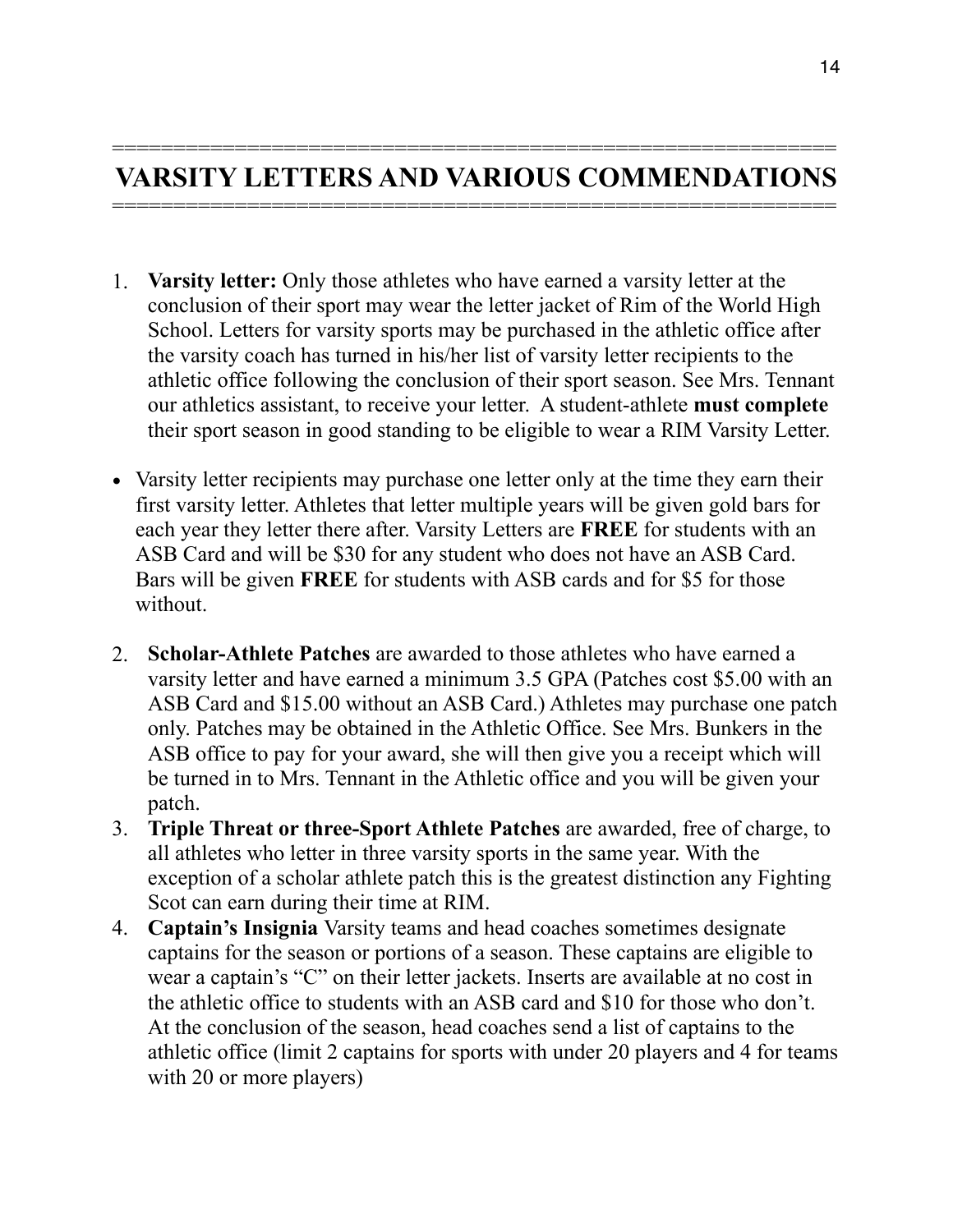# VARSITY LETTERS AND VARIOUS COMMENDATIONS

1. **Varsity letter:** Only those athletes who have earned a varsity letter at the conclusion of their sport may wear the letter jacket of Rim of the World High School. Letters for varsity sports may be purchased in the athletic office after the varsity coach has turned in his/her list of varsity letter recipients to the athletic office following the conclusion of their sport season. See Mrs. Tennant our athletics assistant, to receive your letter. A student-athlete **must complete** their sport season in good standing to be eligible to wear a RIM Varsity Letter.

- Varsity letter recipients may purchase one letter only at the time they earn their first varsity letter. Athletes that letter multiple years will be given gold bars for each year they letter there after. Varsity Letters are **FREE** for students with an ASB Card and will be $30 for any student who does not have an ASB Card. Bars will be given **FREE** for students with ASB cards and for $5 for those without.

2. **Scholar-Athlete Patches** are awarded to those athletes who have earned a varsity letter and have earned a minimum 3.5 GPA (Patches cost $5.00 with an ASB Card and $15.00 without an ASB Card.) Athletes may purchase one patch only. Patches may be obtained in the Athletic Office. See Mrs. Bunkers in the ASB office to pay for your award, she will then give you a receipt which will be turned in to Mrs. Tennant in the Athletic office and you will be given your patch.
3. **Triple Threat or three-Sport Athlete Patches** are awarded, free of charge, to all athletes who letter in three varsity sports in the same year. With the exception of a scholar athlete patch this is the greatest distinction any Fighting Scot can earn during their time at RIM.
4. **Captain's Insignia** Varsity teams and head coaches sometimes designate captains for the season or portions of a season. These captains are eligible to wear a captain's "C" on their letter jackets. Inserts are available at no cost in the athletic office to students with an ASB card and $10 for those who don't. At the conclusion of the season, head coaches send a list of captains to the athletic office (limit 2 captains for sports with under 20 players and 4 for teams with 20 or more players)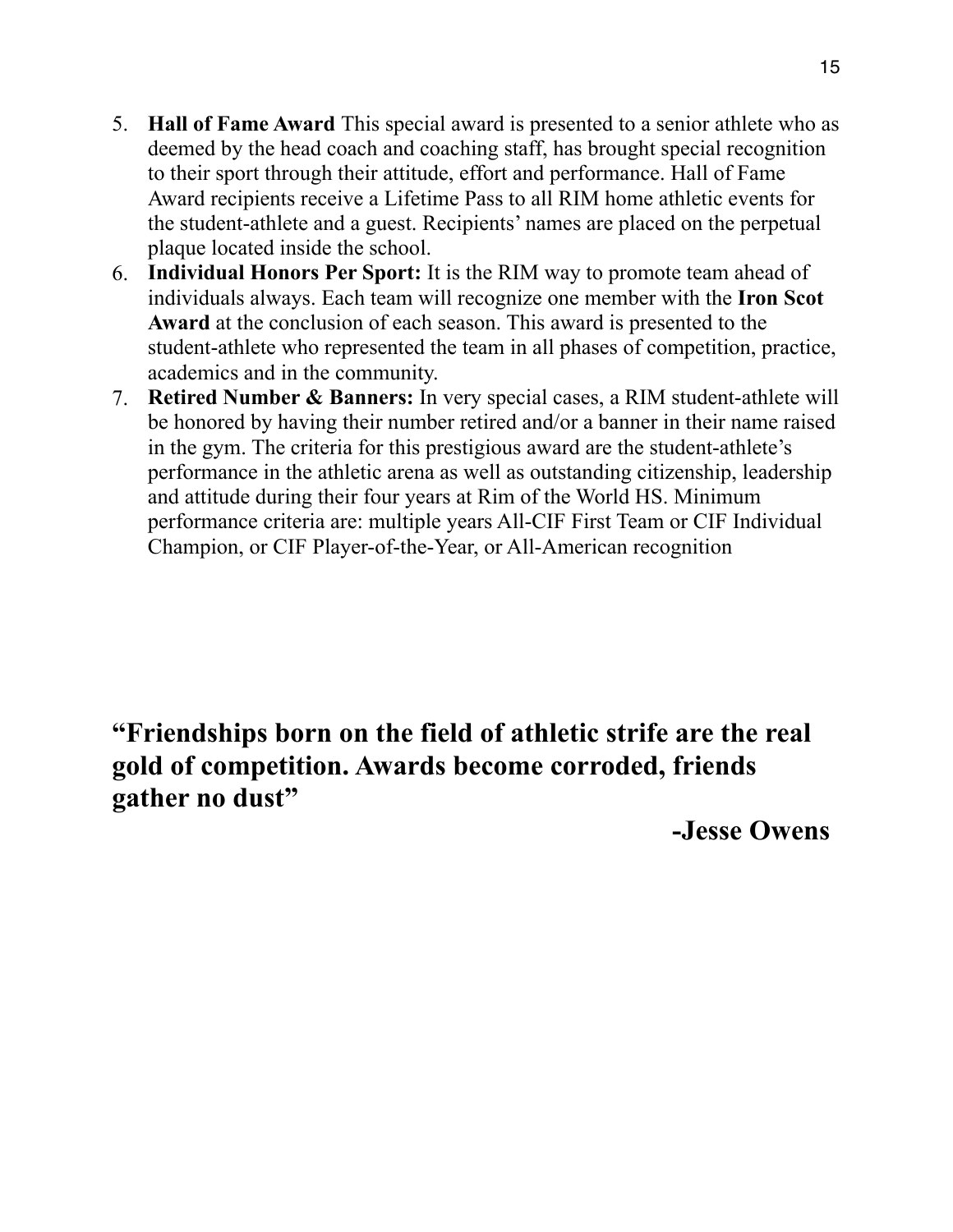5. **Hall of Fame Award** This special award is presented to a senior athlete who as deemed by the head coach and coaching staff, has brought special recognition to their sport through their attitude, effort and performance. Hall of Fame Award recipients receive a Lifetime Pass to all RIM home athletic events for the student-athlete and a guest. Recipients' names are placed on the perpetual plaque located inside the school.
6. **Individual Honors Per Sport:** It is the RIM way to promote team ahead of individuals always. Each team will recognize one member with the **Iron Scot Award** at the conclusion of each season. This award is presented to the student-athlete who represented the team in all phases of competition, practice, academics and in the community.
7. **Retired Number & Banners:** In very special cases, a RIM student-athlete will be honored by having their number retired and/or a banner in their name raised in the gym. The criteria for this prestigious award are the student-athlete's performance in the athletic arena as well as outstanding citizenship, leadership and attitude during their four years at Rim of the World HS. Minimum performance criteria are: multiple years All-CIF First Team or CIF Individual Champion, or CIF Player-of-the-Year, or All-American recognition

**"Friendships born on the field of athletic strife are the real gold of competition. Awards become corroded, friends gather no dust"**

**-Jesse Owens**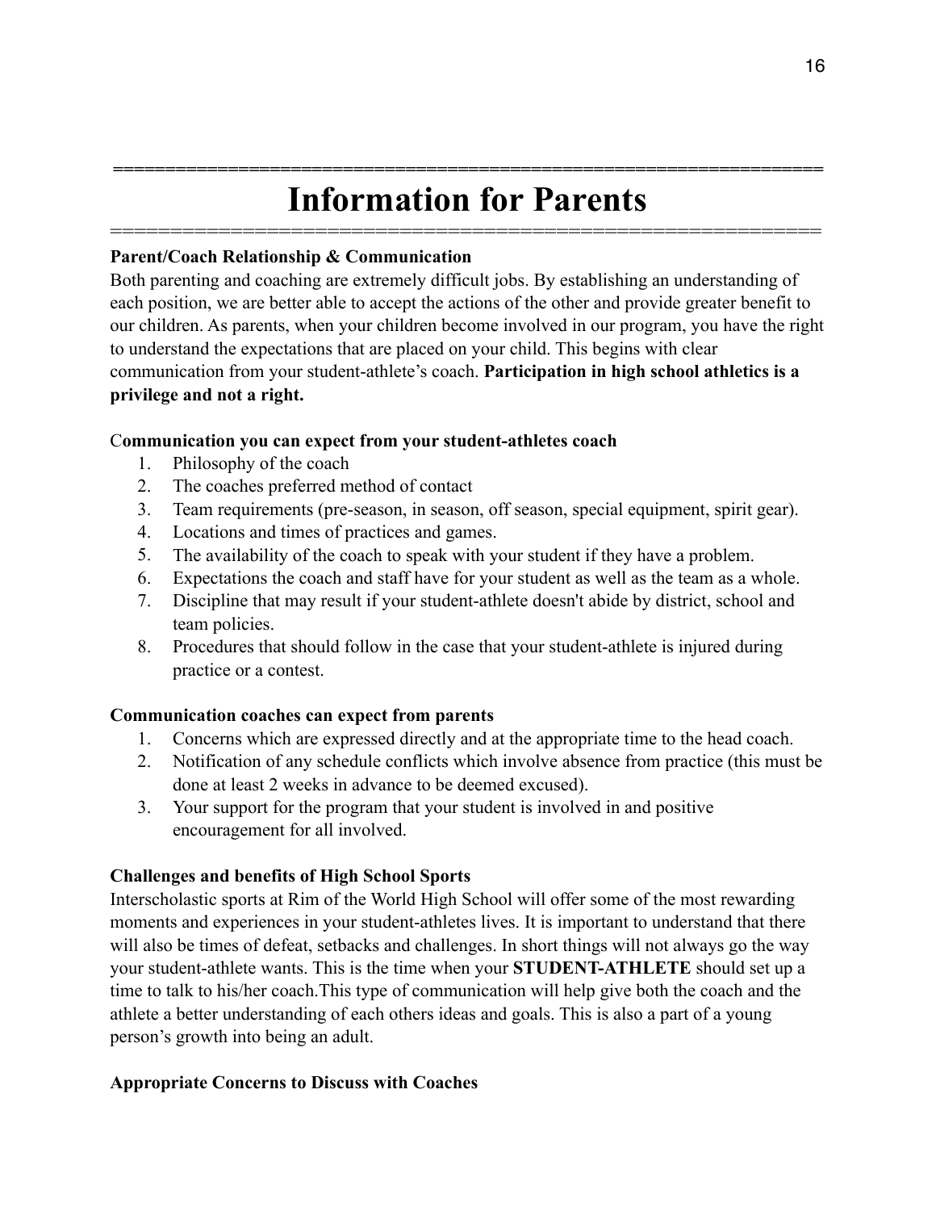# Information for Parents

**Parent/Coach Relationship & Communication**

Both parenting and coaching are extremely difficult jobs. By establishing an understanding of each position, we are better able to accept the actions of the other and provide greater benefit to our children. As parents, when your children become involved in our program, you have the right to understand the expectations that are placed on your child. This begins with clear communication from your student-athlete's coach. **Participation in high school athletics is a privilege and not a right.**

**Communication you can expect from your student-athletes coach**

1. Philosophy of the coach
2. The coaches preferred method of contact
3. Team requirements (pre-season, in season, off season, special equipment, spirit gear).
4. Locations and times of practices and games.
5. The availability of the coach to speak with your student if they have a problem.
6. Expectations the coach and staff have for your student as well as the team as a whole.
7. Discipline that may result if your student-athlete doesn't abide by district, school and team policies.
8. Procedures that should follow in the case that your student-athlete is injured during practice or a contest.

**Communication coaches can expect from parents**

1. Concerns which are expressed directly and at the appropriate time to the head coach.
2. Notification of any schedule conflicts which involve absence from practice (this must be done at least 2 weeks in advance to be deemed excused).
3. Your support for the program that your student is involved in and positive encouragement for all involved.

**Challenges and benefits of High School Sports**

Interscholastic sports at Rim of the World High School will offer some of the most rewarding moments and experiences in your student-athletes lives. It is important to understand that there will also be times of defeat, setbacks and challenges. In short things will not always go the way your student-athlete wants. This is the time when your **STUDENT-ATHLETE** should set up a time to talk to his/her coach.This type of communication will help give both the coach and the athlete a better understanding of each others ideas and goals. This is also a part of a young person's growth into being an adult.

**Appropriate Concerns to Discuss with Coaches**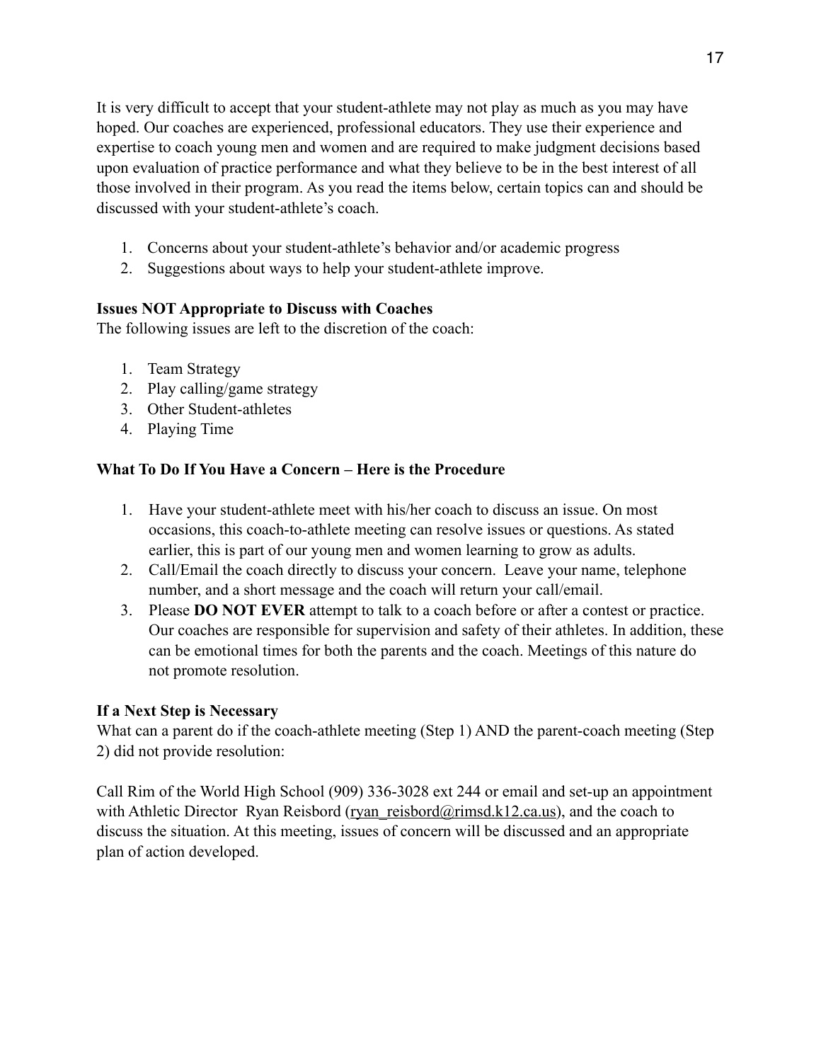It is very difficult to accept that your student-athlete may not play as much as you may have hoped. Our coaches are experienced, professional educators. They use their experience and expertise to coach young men and women and are required to make judgment decisions based upon evaluation of practice performance and what they believe to be in the best interest of all those involved in their program. As you read the items below, certain topics can and should be discussed with your student-athlete's coach.

1. Concerns about your student-athlete's behavior and/or academic progress
2. Suggestions about ways to help your student-athlete improve.

**Issues NOT Appropriate to Discuss with Coaches**

The following issues are left to the discretion of the coach:

1. Team Strategy
2. Play calling/game strategy
3. Other Student-athletes
4. Playing Time

**What To Do If You Have a Concern – Here is the Procedure**

1. Have your student-athlete meet with his/her coach to discuss an issue. On most occasions, this coach-to-athlete meeting can resolve issues or questions. As stated earlier, this is part of our young men and women learning to grow as adults.
2. Call/Email the coach directly to discuss your concern. Leave your name, telephone number, and a short message and the coach will return your call/email.
3. Please **DO NOT EVER** attempt to talk to a coach before or after a contest or practice. Our coaches are responsible for supervision and safety of their athletes. In addition, these can be emotional times for both the parents and the coach. Meetings of this nature do not promote resolution.

**If a Next Step is Necessary**

What can a parent do if the coach-athlete meeting (Step 1) AND the parent-coach meeting (Step 2) did not provide resolution:

Call Rim of the World High School (909) 336-3028 ext 244 or email and set-up an appointment with Athletic Director Ryan Reisbord (ryan_reisbord@rimsd.k12.ca.us), and the coach to discuss the situation. At this meeting, issues of concern will be discussed and an appropriate plan of action developed.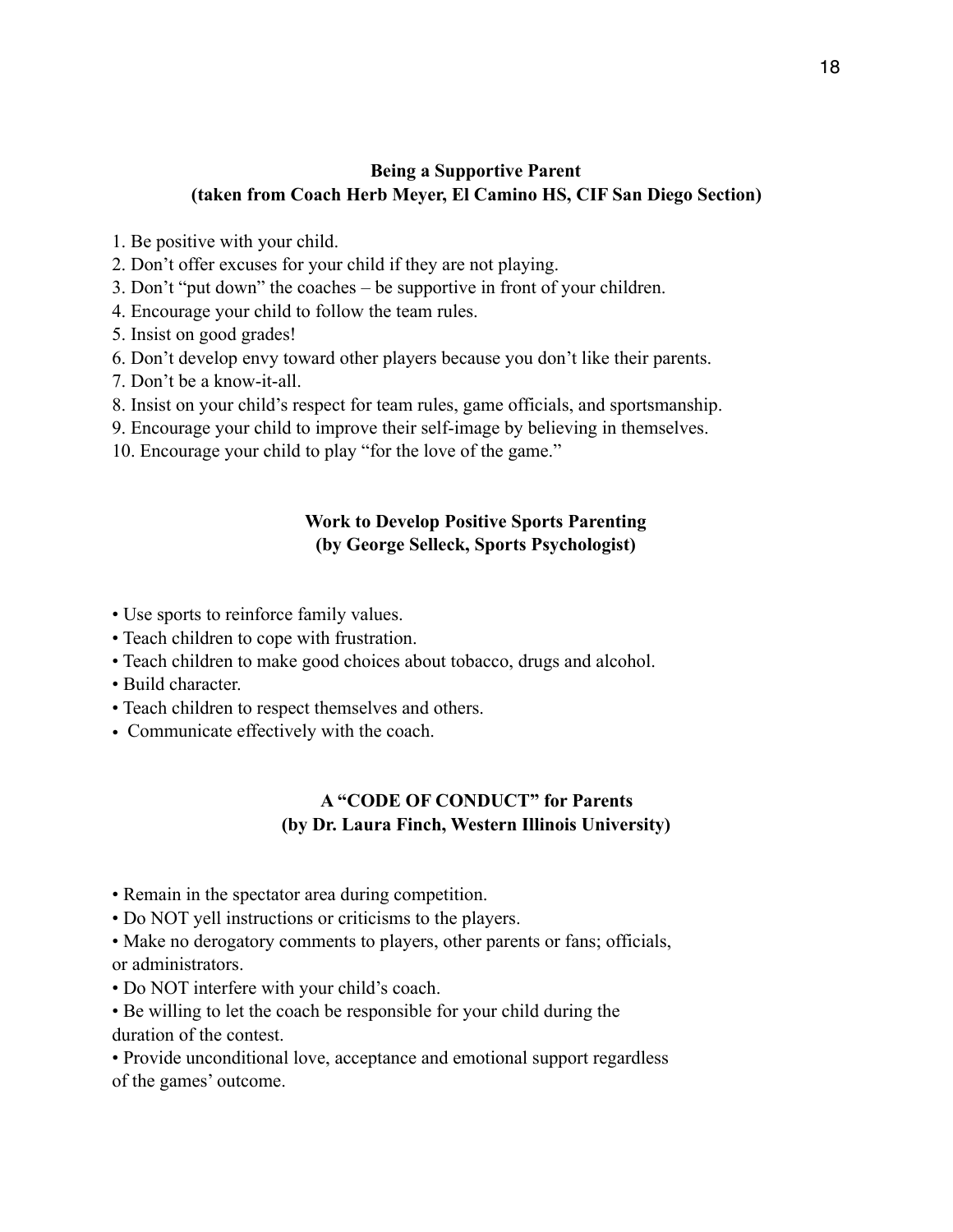## Being a Supportive Parent
### (taken from Coach Herb Meyer, El Camino HS, CIF San Diego Section)

1. Be positive with your child.
2. Don't offer excuses for your child if they are not playing.
3. Don't "put down" the coaches – be supportive in front of your children.
4. Encourage your child to follow the team rules.
5. Insist on good grades!
6. Don't develop envy toward other players because you don't like their parents.
7. Don't be a know-it-all.
8. Insist on your child's respect for team rules, game officials, and sportsmanship.
9. Encourage your child to improve their self-image by believing in themselves.
10. Encourage your child to play "for the love of the game."

## Work to Develop Positive Sports Parenting
### (by George Selleck, Sports Psychologist)

- Use sports to reinforce family values.
- Teach children to cope with frustration.
- Teach children to make good choices about tobacco, drugs and alcohol.
- Build character.
- Teach children to respect themselves and others.
- Communicate effectively with the coach.

## A "CODE OF CONDUCT" for Parents
### (by Dr. Laura Finch, Western Illinois University)

- Remain in the spectator area during competition.
- Do NOT yell instructions or criticisms to the players.
- Make no derogatory comments to players, other parents or fans; officials, or administrators.
- Do NOT interfere with your child's coach.
- Be willing to let the coach be responsible for your child during the duration of the contest.
- Provide unconditional love, acceptance and emotional support regardless of the games' outcome.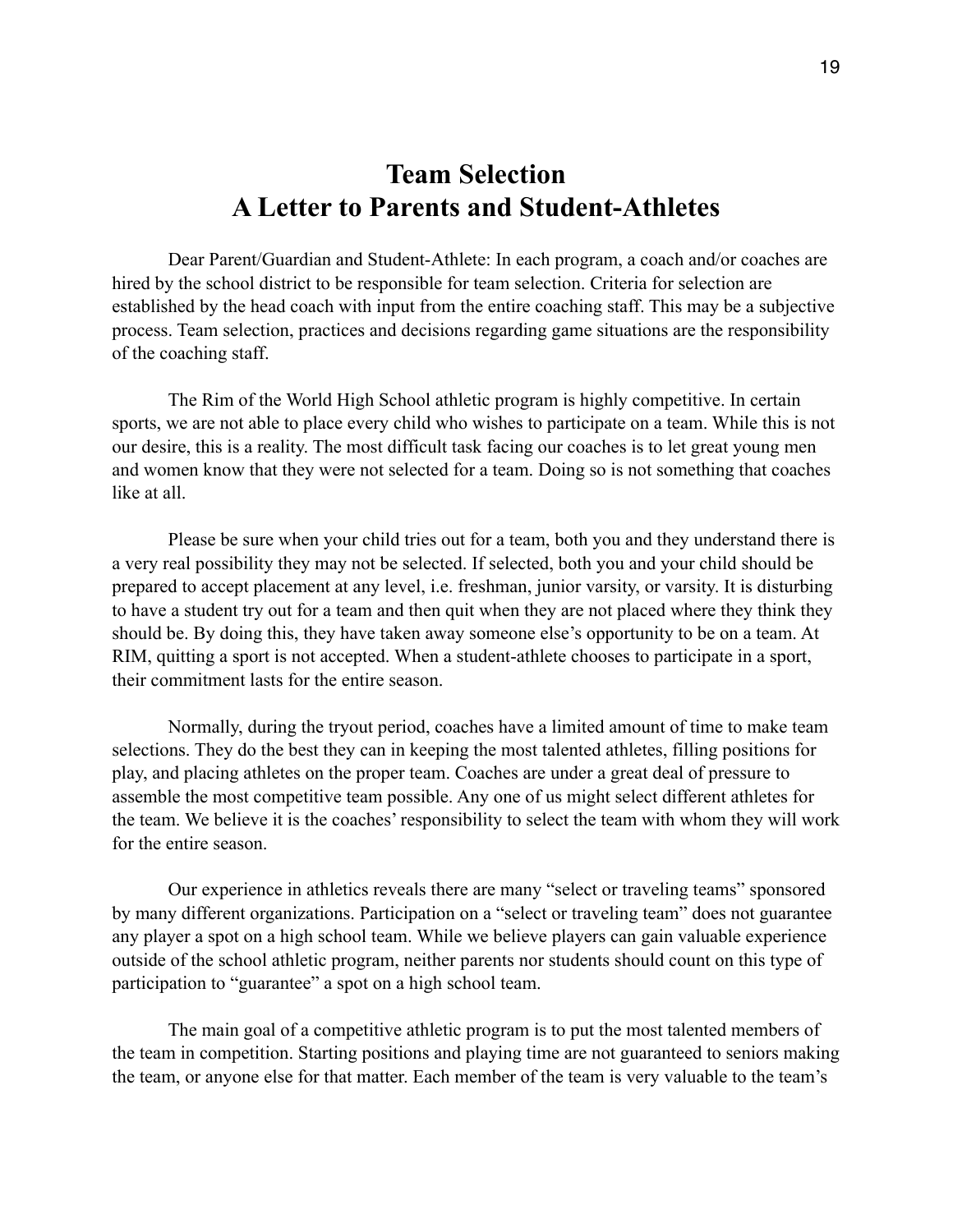# Team Selection
# A Letter to Parents and Student-Athletes

Dear Parent/Guardian and Student-Athlete: In each program, a coach and/or coaches are hired by the school district to be responsible for team selection. Criteria for selection are established by the head coach with input from the entire coaching staff. This may be a subjective process. Team selection, practices and decisions regarding game situations are the responsibility of the coaching staff.

The Rim of the World High School athletic program is highly competitive. In certain sports, we are not able to place every child who wishes to participate on a team. While this is not our desire, this is a reality. The most difficult task facing our coaches is to let great young men and women know that they were not selected for a team. Doing so is not something that coaches like at all.

Please be sure when your child tries out for a team, both you and they understand there is a very real possibility they may not be selected. If selected, both you and your child should be prepared to accept placement at any level, i.e. freshman, junior varsity, or varsity. It is disturbing to have a student try out for a team and then quit when they are not placed where they think they should be. By doing this, they have taken away someone else's opportunity to be on a team. At RIM, quitting a sport is not accepted. When a student-athlete chooses to participate in a sport, their commitment lasts for the entire season.

Normally, during the tryout period, coaches have a limited amount of time to make team selections. They do the best they can in keeping the most talented athletes, filling positions for play, and placing athletes on the proper team. Coaches are under a great deal of pressure to assemble the most competitive team possible. Any one of us might select different athletes for the team. We believe it is the coaches' responsibility to select the team with whom they will work for the entire season.

Our experience in athletics reveals there are many "select or traveling teams" sponsored by many different organizations. Participation on a "select or traveling team" does not guarantee any player a spot on a high school team. While we believe players can gain valuable experience outside of the school athletic program, neither parents nor students should count on this type of participation to "guarantee" a spot on a high school team.

The main goal of a competitive athletic program is to put the most talented members of the team in competition. Starting positions and playing time are not guaranteed to seniors making the team, or anyone else for that matter. Each member of the team is very valuable to the team's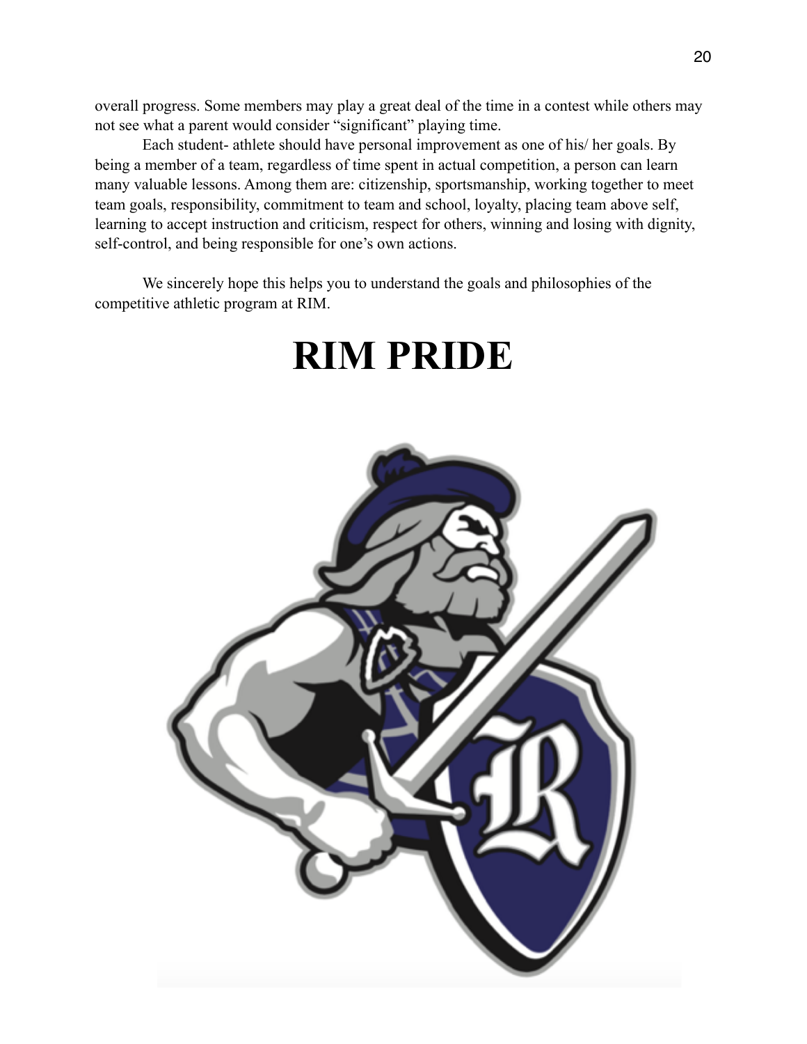overall progress. Some members may play a great deal of the time in a contest while others may not see what a parent would consider "significant" playing time.

Each student- athlete should have personal improvement as one of his/ her goals. By being a member of a team, regardless of time spent in actual competition, a person can learn many valuable lessons. Among them are: citizenship, sportsmanship, working together to meet team goals, responsibility, commitment to team and school, loyalty, placing team above self, learning to accept instruction and criticism, respect for others, winning and losing with dignity, self-control, and being responsible for one's own actions.

We sincerely hope this helps you to understand the goals and philosophies of the competitive athletic program at RIM.

# RIM PRIDE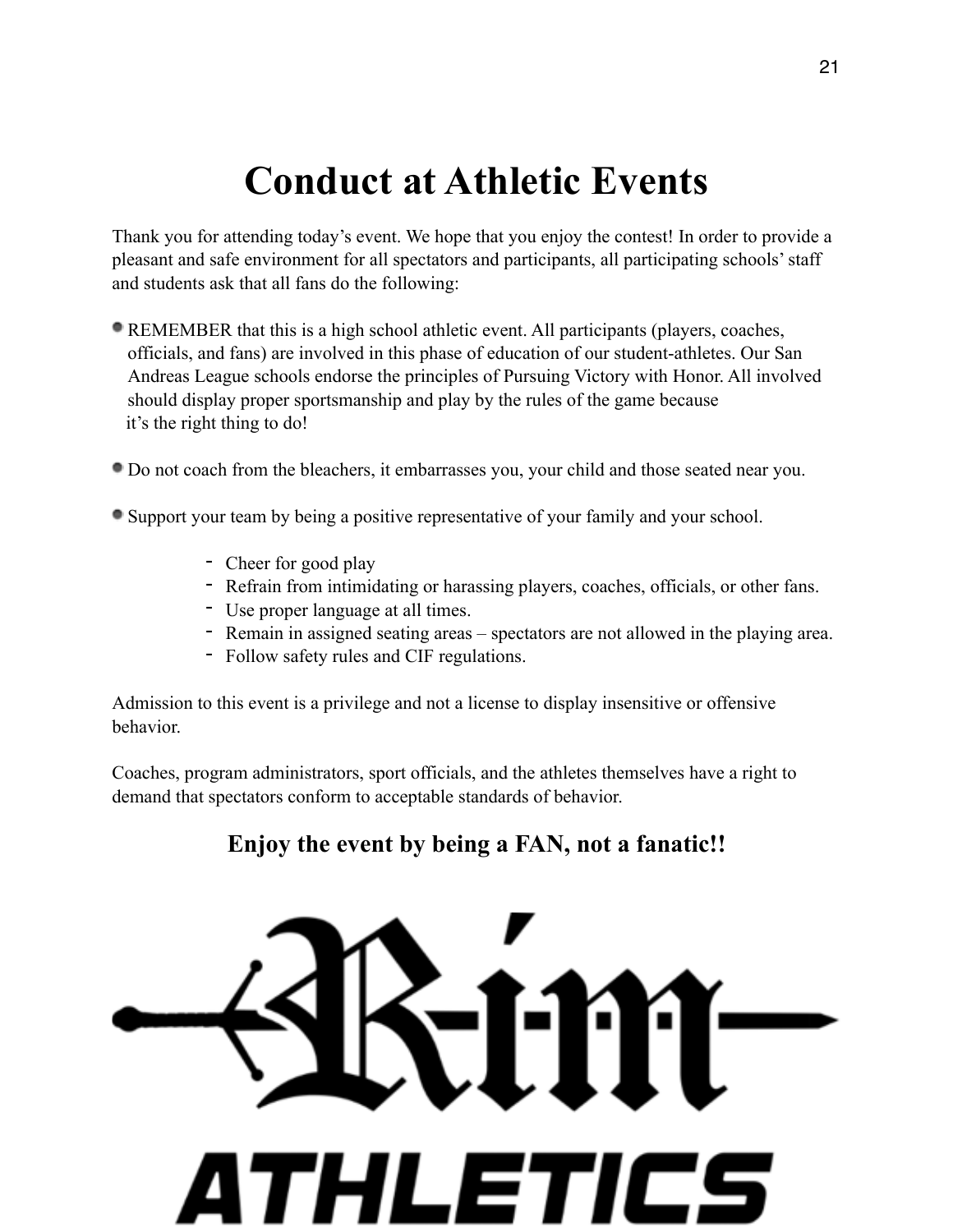# Conduct at Athletic Events

Thank you for attending today's event. We hope that you enjoy the contest! In order to provide a pleasant and safe environment for all spectators and participants, all participating schools' staff and students ask that all fans do the following:

- REMEMBER that this is a high school athletic event. All participants (players, coaches, officials, and fans) are involved in this phase of education of our student-athletes. Our San Andreas League schools endorse the principles of Pursuing Victory with Honor. All involved should display proper sportsmanship and play by the rules of the game because it's the right thing to do!

- Do not coach from the bleachers, it embarrasses you, your child and those seated near you.

- Support your team by being a positive representative of your family and your school.
  - Cheer for good play
  - Refrain from intimidating or harassing players, coaches, officials, or other fans.
  - Use proper language at all times.
  - Remain in assigned seating areas – spectators are not allowed in the playing area.
  - Follow safety rules and CIF regulations.

Admission to this event is a privilege and not a license to display insensitive or offensive behavior.

Coaches, program administrators, sport officials, and the athletes themselves have a right to demand that spectators conform to acceptable standards of behavior.

**Enjoy the event by being a FAN, not a fanatic!!**

Rim

ATHLETICS